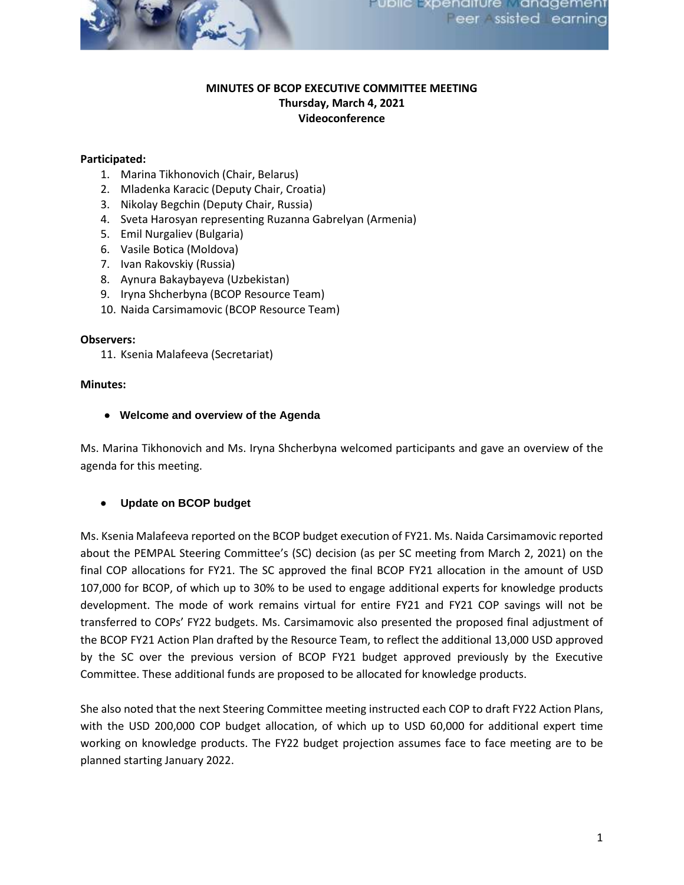**MINUTES OF BCOP EXECUTIVE COMMITTEE MEETING**
**Thursday, March 4, 2021**
**Videoconference**

**Participated:**

1. Marina Tikhonovich (Chair, Belarus)
2. Mladenka Karacic (Deputy Chair, Croatia)
3. Nikolay Begchin (Deputy Chair, Russia)
4. Sveta Harosyan representing Ruzanna Gabrelyan (Armenia)
5. Emil Nurgaliev (Bulgaria)
6. Vasile Botica (Moldova)
7. Ivan Rakovskiy (Russia)
8. Aynura Bakaybayeva (Uzbekistan)
9. Iryna Shcherbyna (BCOP Resource Team)
10. Naida Carsimamovic (BCOP Resource Team)

**Observers:**

11. Ksenia Malafeeva (Secretariat)

**Minutes:**

- **Welcome and overview of the Agenda**

Ms. Marina Tikhonovich and Ms. Iryna Shcherbyna welcomed participants and gave an overview of the agenda for this meeting.

- **Update on BCOP budget**

Ms. Ksenia Malafeeva reported on the BCOP budget execution of FY21. Ms. Naida Carsimamovic reported about the PEMPAL Steering Committee's (SC) decision (as per SC meeting from March 2, 2021) on the final COP allocations for FY21. The SC approved the final BCOP FY21 allocation in the amount of USD 107,000 for BCOP, of which up to 30% to be used to engage additional experts for knowledge products development. The mode of work remains virtual for entire FY21 and FY21 COP savings will not be transferred to COPs' FY22 budgets. Ms. Carsimamovic also presented the proposed final adjustment of the BCOP FY21 Action Plan drafted by the Resource Team, to reflect the additional 13,000 USD approved by the SC over the previous version of BCOP FY21 budget approved previously by the Executive Committee. These additional funds are proposed to be allocated for knowledge products.

She also noted that the next Steering Committee meeting instructed each COP to draft FY22 Action Plans, with the USD 200,000 COP budget allocation, of which up to USD 60,000 for additional expert time working on knowledge products. The FY22 budget projection assumes face to face meeting are to be planned starting January 2022.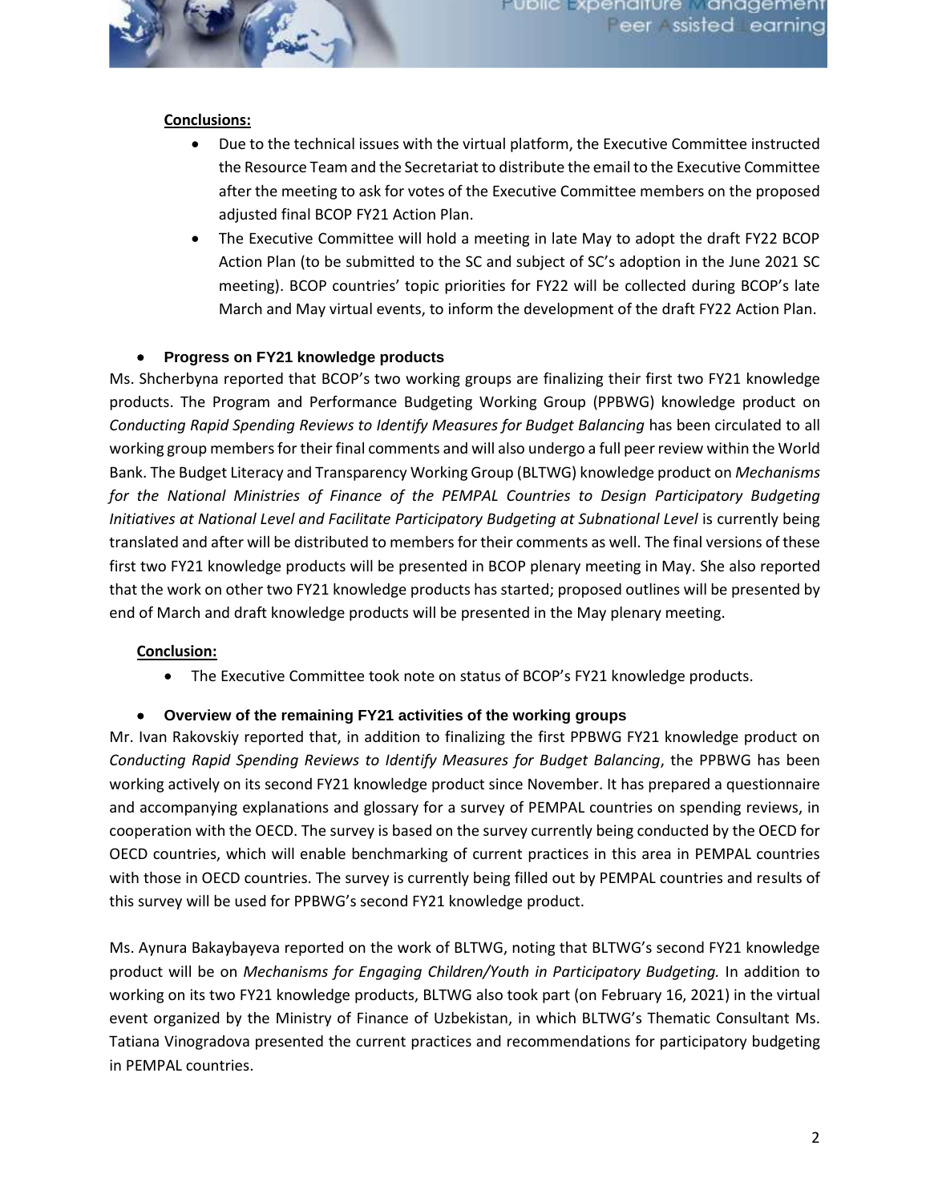**Conclusions:**

- Due to the technical issues with the virtual platform, the Executive Committee instructed the Resource Team and the Secretariat to distribute the email to the Executive Committee after the meeting to ask for votes of the Executive Committee members on the proposed adjusted final BCOP FY21 Action Plan.
- The Executive Committee will hold a meeting in late May to adopt the draft FY22 BCOP Action Plan (to be submitted to the SC and subject of SC's adoption in the June 2021 SC meeting). BCOP countries' topic priorities for FY22 will be collected during BCOP's late March and May virtual events, to inform the development of the draft FY22 Action Plan.

- **Progress on FY21 knowledge products**

Ms. Shcherbyna reported that BCOP's two working groups are finalizing their first two FY21 knowledge products. The Program and Performance Budgeting Working Group (PPBWG) knowledge product on *Conducting Rapid Spending Reviews to Identify Measures for Budget Balancing* has been circulated to all working group members for their final comments and will also undergo a full peer review within the World Bank. The Budget Literacy and Transparency Working Group (BLTWG) knowledge product on *Mechanisms for the National Ministries of Finance of the PEMPAL Countries to Design Participatory Budgeting Initiatives at National Level and Facilitate Participatory Budgeting at Subnational Level* is currently being translated and after will be distributed to members for their comments as well. The final versions of these first two FY21 knowledge products will be presented in BCOP plenary meeting in May. She also reported that the work on other two FY21 knowledge products has started; proposed outlines will be presented by end of March and draft knowledge products will be presented in the May plenary meeting.

**Conclusion:**

- The Executive Committee took note on status of BCOP's FY21 knowledge products.

- **Overview of the remaining FY21 activities of the working groups**

Mr. Ivan Rakovskiy reported that, in addition to finalizing the first PPBWG FY21 knowledge product on *Conducting Rapid Spending Reviews to Identify Measures for Budget Balancing*, the PPBWG has been working actively on its second FY21 knowledge product since November. It has prepared a questionnaire and accompanying explanations and glossary for a survey of PEMPAL countries on spending reviews, in cooperation with the OECD. The survey is based on the survey currently being conducted by the OECD for OECD countries, which will enable benchmarking of current practices in this area in PEMPAL countries with those in OECD countries. The survey is currently being filled out by PEMPAL countries and results of this survey will be used for PPBWG's second FY21 knowledge product.

Ms. Aynura Bakaybayeva reported on the work of BLTWG, noting that BLTWG's second FY21 knowledge product will be on *Mechanisms for Engaging Children/Youth in Participatory Budgeting.* In addition to working on its two FY21 knowledge products, BLTWG also took part (on February 16, 2021) in the virtual event organized by the Ministry of Finance of Uzbekistan, in which BLTWG's Thematic Consultant Ms. Tatiana Vinogradova presented the current practices and recommendations for participatory budgeting in PEMPAL countries.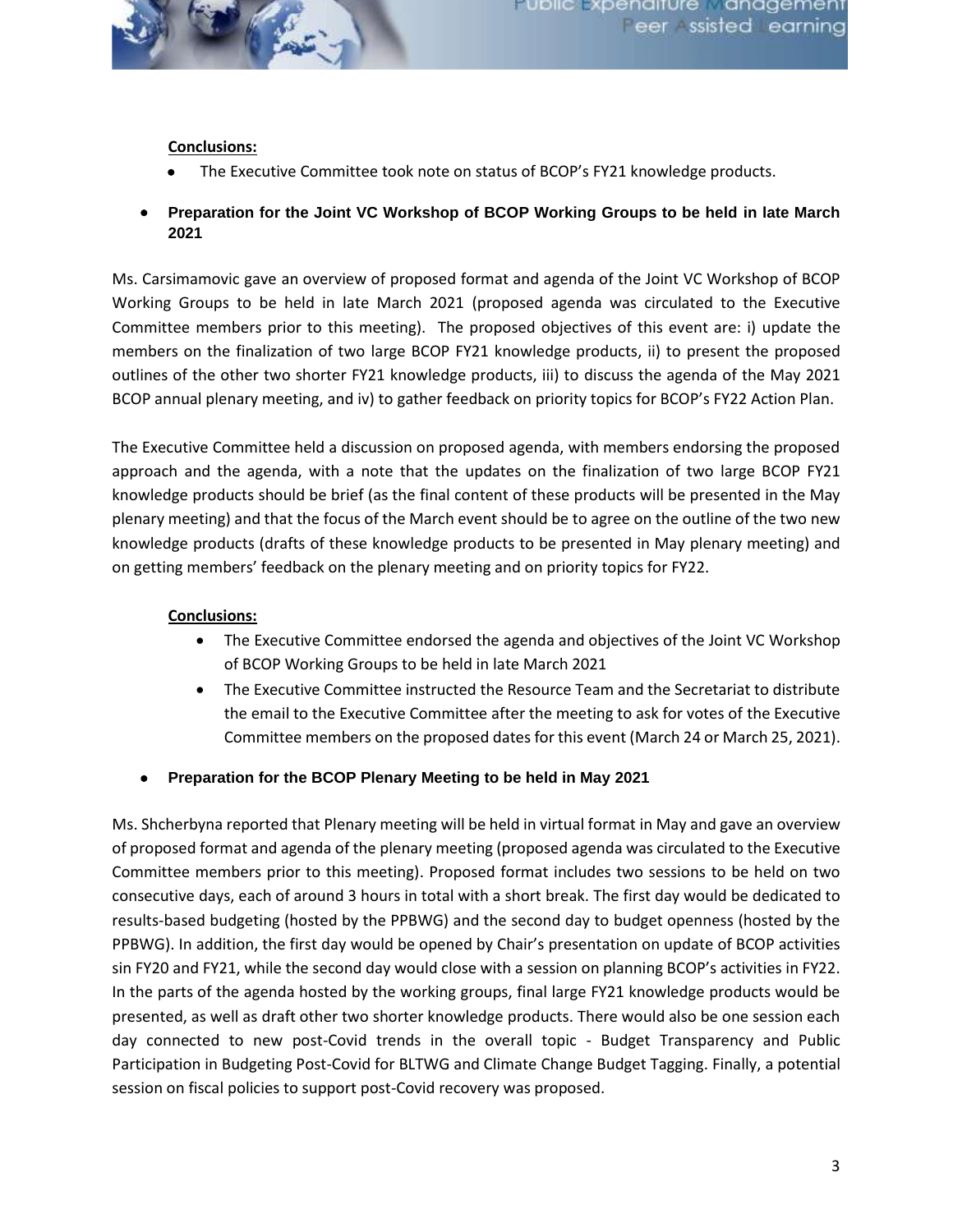**Conclusions:**

- The Executive Committee took note on status of BCOP's FY21 knowledge products.

- **Preparation for the Joint VC Workshop of BCOP Working Groups to be held in late March 2021**

Ms. Carsimamovic gave an overview of proposed format and agenda of the Joint VC Workshop of BCOP Working Groups to be held in late March 2021 (proposed agenda was circulated to the Executive Committee members prior to this meeting). The proposed objectives of this event are: i) update the members on the finalization of two large BCOP FY21 knowledge products, ii) to present the proposed outlines of the other two shorter FY21 knowledge products, iii) to discuss the agenda of the May 2021 BCOP annual plenary meeting, and iv) to gather feedback on priority topics for BCOP's FY22 Action Plan.

The Executive Committee held a discussion on proposed agenda, with members endorsing the proposed approach and the agenda, with a note that the updates on the finalization of two large BCOP FY21 knowledge products should be brief (as the final content of these products will be presented in the May plenary meeting) and that the focus of the March event should be to agree on the outline of the two new knowledge products (drafts of these knowledge products to be presented in May plenary meeting) and on getting members' feedback on the plenary meeting and on priority topics for FY22.

**Conclusions:**

- The Executive Committee endorsed the agenda and objectives of the Joint VC Workshop of BCOP Working Groups to be held in late March 2021
- The Executive Committee instructed the Resource Team and the Secretariat to distribute the email to the Executive Committee after the meeting to ask for votes of the Executive Committee members on the proposed dates for this event (March 24 or March 25, 2021).

- **Preparation for the BCOP Plenary Meeting to be held in May 2021**

Ms. Shcherbyna reported that Plenary meeting will be held in virtual format in May and gave an overview of proposed format and agenda of the plenary meeting (proposed agenda was circulated to the Executive Committee members prior to this meeting). Proposed format includes two sessions to be held on two consecutive days, each of around 3 hours in total with a short break. The first day would be dedicated to results-based budgeting (hosted by the PPBWG) and the second day to budget openness (hosted by the PPBWG). In addition, the first day would be opened by Chair's presentation on update of BCOP activities sin FY20 and FY21, while the second day would close with a session on planning BCOP's activities in FY22. In the parts of the agenda hosted by the working groups, final large FY21 knowledge products would be presented, as well as draft other two shorter knowledge products. There would also be one session each day connected to new post-Covid trends in the overall topic - Budget Transparency and Public Participation in Budgeting Post-Covid for BLTWG and Climate Change Budget Tagging. Finally, a potential session on fiscal policies to support post-Covid recovery was proposed.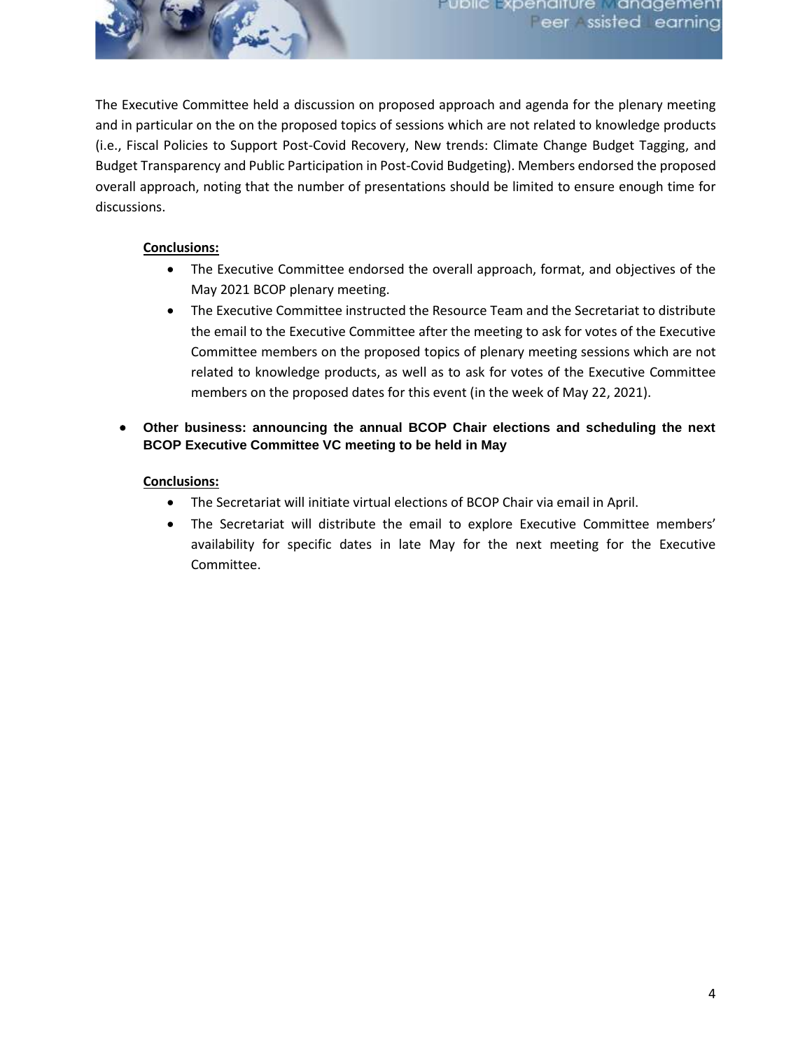The Executive Committee held a discussion on proposed approach and agenda for the plenary meeting and in particular on the on the proposed topics of sessions which are not related to knowledge products (i.e., Fiscal Policies to Support Post-Covid Recovery, New trends: Climate Change Budget Tagging, and Budget Transparency and Public Participation in Post-Covid Budgeting). Members endorsed the proposed overall approach, noting that the number of presentations should be limited to ensure enough time for discussions.

**Conclusions:**

- The Executive Committee endorsed the overall approach, format, and objectives of the May 2021 BCOP plenary meeting.
- The Executive Committee instructed the Resource Team and the Secretariat to distribute the email to the Executive Committee after the meeting to ask for votes of the Executive Committee members on the proposed topics of plenary meeting sessions which are not related to knowledge products, as well as to ask for votes of the Executive Committee members on the proposed dates for this event (in the week of May 22, 2021).

- **Other business: announcing the annual BCOP Chair elections and scheduling the next BCOP Executive Committee VC meeting to be held in May**

**Conclusions:**

- The Secretariat will initiate virtual elections of BCOP Chair via email in April.
- The Secretariat will distribute the email to explore Executive Committee members' availability for specific dates in late May for the next meeting for the Executive Committee.